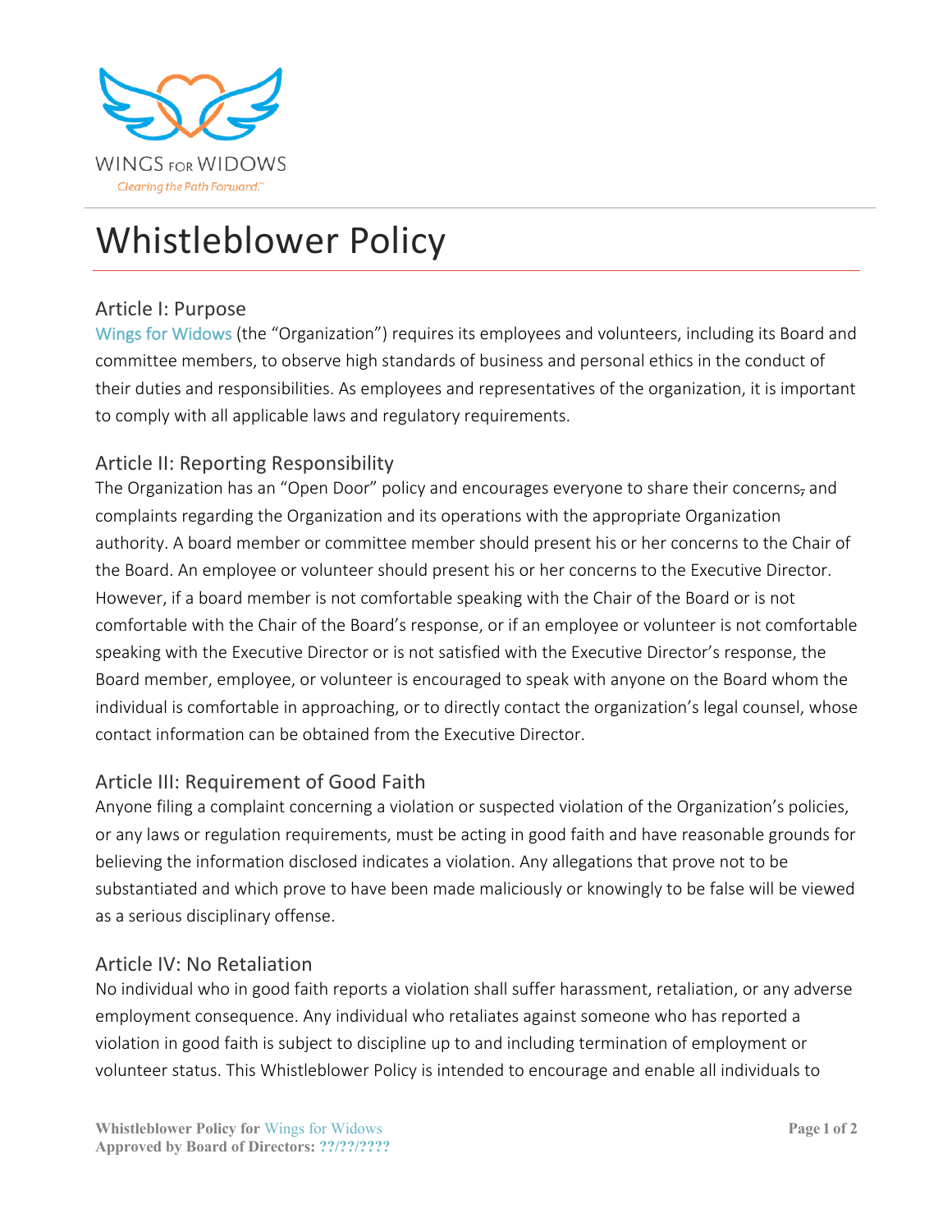WINGS FOR WIDOWS

*Clearing the Path Forward.™*

# Whistleblower Policy

## Article I: Purpose

Wings for Widows (the "Organization") requires its employees and volunteers, including its Board and committee members, to observe high standards of business and personal ethics in the conduct of their duties and responsibilities. As employees and representatives of the organization, it is important to comply with all applicable laws and regulatory requirements.

## Article II: Reporting Responsibility

The Organization has an "Open Door" policy and encourages everyone to share their concerns, and complaints regarding the Organization and its operations with the appropriate Organization authority. A board member or committee member should present his or her concerns to the Chair of the Board. An employee or volunteer should present his or her concerns to the Executive Director. However, if a board member is not comfortable speaking with the Chair of the Board or is not comfortable with the Chair of the Board's response, or if an employee or volunteer is not comfortable speaking with the Executive Director or is not satisfied with the Executive Director's response, the Board member, employee, or volunteer is encouraged to speak with anyone on the Board whom the individual is comfortable in approaching, or to directly contact the organization's legal counsel, whose contact information can be obtained from the Executive Director.

## Article III: Requirement of Good Faith

Anyone filing a complaint concerning a violation or suspected violation of the Organization's policies, or any laws or regulation requirements, must be acting in good faith and have reasonable grounds for believing the information disclosed indicates a violation. Any allegations that prove not to be substantiated and which prove to have been made maliciously or knowingly to be false will be viewed as a serious disciplinary offense.

## Article IV: No Retaliation

No individual who in good faith reports a violation shall suffer harassment, retaliation, or any adverse employment consequence. Any individual who retaliates against someone who has reported a violation in good faith is subject to discipline up to and including termination of employment or volunteer status. This Whistleblower Policy is intended to encourage and enable all individuals to

**Whistleblower Policy for** Wings for Widows
**Approved by Board of Directors: ??/??/????**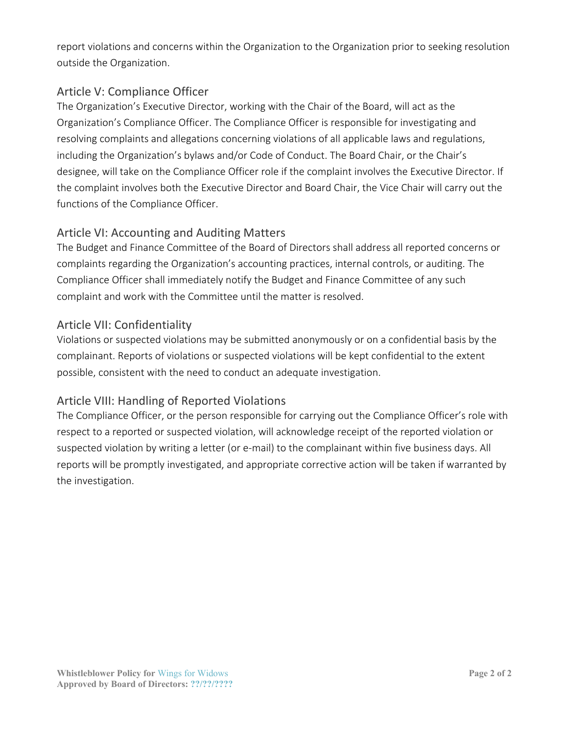report violations and concerns within the Organization to the Organization prior to seeking resolution outside the Organization.

## Article V: Compliance Officer

The Organization's Executive Director, working with the Chair of the Board, will act as the Organization's Compliance Officer. The Compliance Officer is responsible for investigating and resolving complaints and allegations concerning violations of all applicable laws and regulations, including the Organization's bylaws and/or Code of Conduct. The Board Chair, or the Chair's designee, will take on the Compliance Officer role if the complaint involves the Executive Director. If the complaint involves both the Executive Director and Board Chair, the Vice Chair will carry out the functions of the Compliance Officer.

## Article VI: Accounting and Auditing Matters

The Budget and Finance Committee of the Board of Directors shall address all reported concerns or complaints regarding the Organization's accounting practices, internal controls, or auditing. The Compliance Officer shall immediately notify the Budget and Finance Committee of any such complaint and work with the Committee until the matter is resolved.

## Article VII: Confidentiality

Violations or suspected violations may be submitted anonymously or on a confidential basis by the complainant. Reports of violations or suspected violations will be kept confidential to the extent possible, consistent with the need to conduct an adequate investigation.

## Article VIII: Handling of Reported Violations

The Compliance Officer, or the person responsible for carrying out the Compliance Officer's role with respect to a reported or suspected violation, will acknowledge receipt of the reported violation or suspected violation by writing a letter (or e-mail) to the complainant within five business days. All reports will be promptly investigated, and appropriate corrective action will be taken if warranted by the investigation.